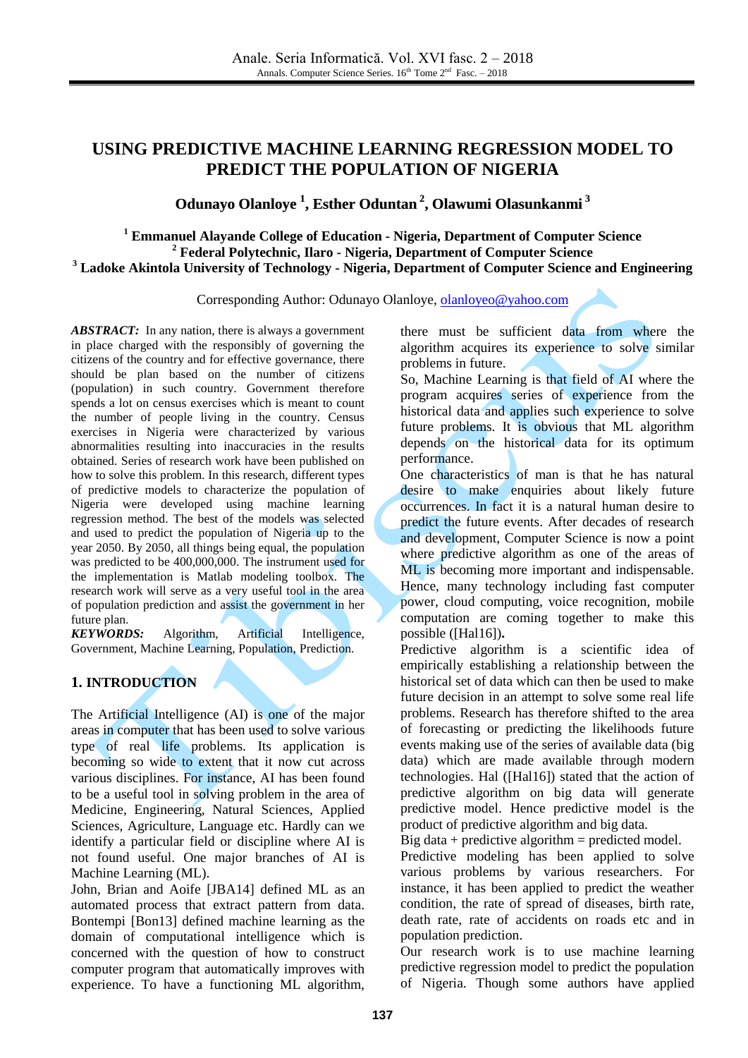# USING PREDICTIVE MACHINE LEARNING REGRESSION MODEL TO PREDICT THE POPULATION OF NIGERIA

**Odunayo Olanloye [1], Esther Oduntan [2], Olawumi Olasunkanmi [3]**

**[1] Emmanuel Alayande College of Education - Nigeria, Department of Computer Science**
**[2] Federal Polytechnic, Ilaro - Nigeria, Department of Computer Science**
**[3] Ladoke Akintola University of Technology - Nigeria, Department of Computer Science and Engineering**

Corresponding Author: Odunayo Olanloye, olanloyeo@yahoo.com

***ABSTRACT:*** In any nation, there is always a government in place charged with the responsibly of governing the citizens of the country and for effective governance, there should be plan based on the number of citizens (population) in such country. Government therefore spends a lot on census exercises which is meant to count the number of people living in the country. Census exercises in Nigeria were characterized by various abnormalities resulting into inaccuracies in the results obtained. Series of research work have been published on how to solve this problem. In this research, different types of predictive models to characterize the population of Nigeria were developed using machine learning regression method. The best of the models was selected and used to predict the population of Nigeria up to the year 2050. By 2050, all things being equal, the population was predicted to be 400,000,000. The instrument used for the implementation is Matlab modeling toolbox. The research work will serve as a very useful tool in the area of population prediction and assist the government in her future plan.

***KEYWORDS:*** Algorithm, Artificial Intelligence, Government, Machine Learning, Population, Prediction.

## 1. INTRODUCTION

The Artificial Intelligence (AI) is one of the major areas in computer that has been used to solve various type of real life problems. Its application is becoming so wide to extent that it now cut across various disciplines. For instance, AI has been found to be a useful tool in solving problem in the area of Medicine, Engineering, Natural Sciences, Applied Sciences, Agriculture, Language etc. Hardly can we identify a particular field or discipline where AI is not found useful. One major branches of AI is Machine Learning (ML).

John, Brian and Aoife [JBA14] defined ML as an automated process that extract pattern from data. Bontempi [Bon13] defined machine learning as the domain of computational intelligence which is concerned with the question of how to construct computer program that automatically improves with experience. To have a functioning ML algorithm, there must be sufficient data from where the algorithm acquires its experience to solve similar problems in future.

So, Machine Learning is that field of AI where the program acquires series of experience from the historical data and applies such experience to solve future problems. It is obvious that ML algorithm depends on the historical data for its optimum performance.

One characteristics of man is that he has natural desire to make enquiries about likely future occurrences. In fact it is a natural human desire to predict the future events. After decades of research and development, Computer Science is now a point where predictive algorithm as one of the areas of ML is becoming more important and indispensable. Hence, many technology including fast computer power, cloud computing, voice recognition, mobile computation are coming together to make this possible ([Hal16]).

Predictive algorithm is a scientific idea of empirically establishing a relationship between the historical set of data which can then be used to make future decision in an attempt to solve some real life problems. Research has therefore shifted to the area of forecasting or predicting the likelihoods future events making use of the series of available data (big data) which are made available through modern technologies. Hal ([Hal16]) stated that the action of predictive algorithm on big data will generate predictive model. Hence predictive model is the product of predictive algorithm and big data.

Big data + predictive algorithm = predicted model.

Predictive modeling has been applied to solve various problems by various researchers. For instance, it has been applied to predict the weather condition, the rate of spread of diseases, birth rate, death rate, rate of accidents on roads etc and in population prediction.

Our research work is to use machine learning predictive regression model to predict the population of Nigeria. Though some authors have applied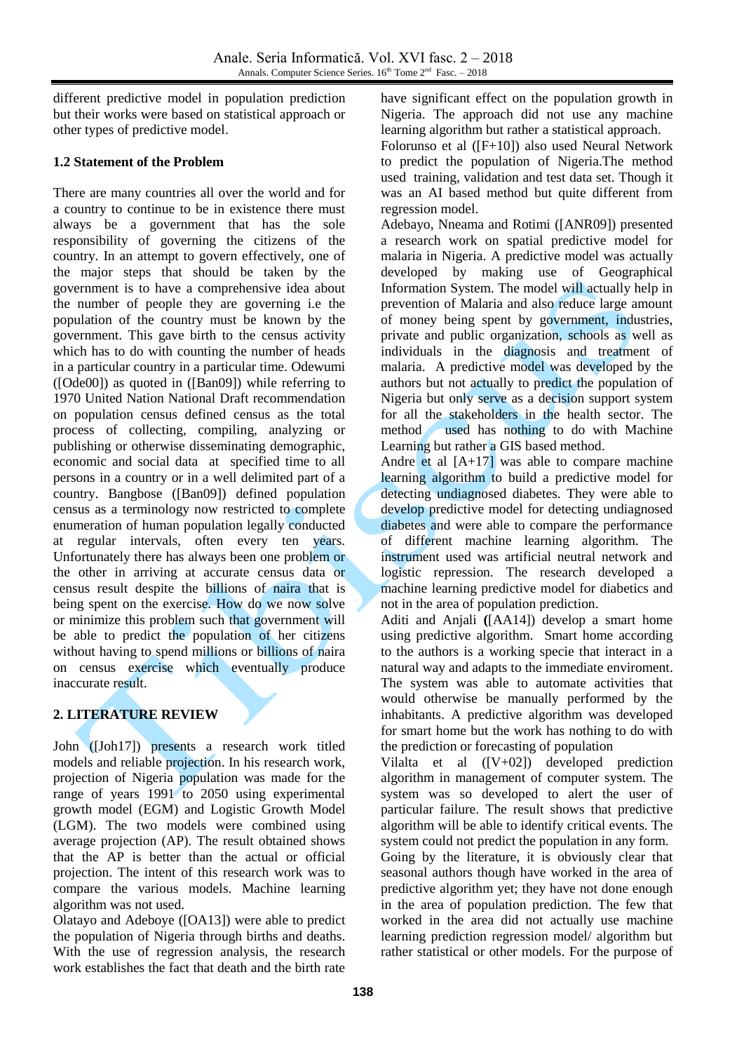different predictive model in population prediction but their works were based on statistical approach or other types of predictive model.

### 1.2 Statement of the Problem

There are many countries all over the world and for a country to continue to be in existence there must always be a government that has the sole responsibility of governing the citizens of the country. In an attempt to govern effectively, one of the major steps that should be taken by the government is to have a comprehensive idea about the number of people they are governing i.e the population of the country must be known by the government. This gave birth to the census activity which has to do with counting the number of heads in a particular country in a particular time. Odewumi ([Ode00]) as quoted in ([Ban09]) while referring to 1970 United Nation National Draft recommendation on population census defined census as the total process of collecting, compiling, analyzing or publishing or otherwise disseminating demographic, economic and social data at specified time to all persons in a country or in a well delimited part of a country. Bangbose ([Ban09]) defined population census as a terminology now restricted to complete enumeration of human population legally conducted at regular intervals, often every ten years. Unfortunately there has always been one problem or the other in arriving at accurate census data or census result despite the billions of naira that is being spent on the exercise. How do we now solve or minimize this problem such that government will be able to predict the population of her citizens without having to spend millions or billions of naira on census exercise which eventually produce inaccurate result.

## 2. LITERATURE REVIEW

John ([Joh17]) presents a research work titled models and reliable projection. In his research work, projection of Nigeria population was made for the range of years 1991 to 2050 using experimental growth model (EGM) and Logistic Growth Model (LGM). The two models were combined using average projection (AP). The result obtained shows that the AP is better than the actual or official projection. The intent of this research work was to compare the various models. Machine learning algorithm was not used.

Olatayo and Adeboye ([OA13]) were able to predict the population of Nigeria through births and deaths. With the use of regression analysis, the research work establishes the fact that death and the birth rate have significant effect on the population growth in Nigeria. The approach did not use any machine learning algorithm but rather a statistical approach.

Folorunso et al ([F+10]) also used Neural Network to predict the population of Nigeria.The method used training, validation and test data set. Though it was an AI based method but quite different from regression model.

Adebayo, Nneama and Rotimi ([ANR09]) presented a research work on spatial predictive model for malaria in Nigeria. A predictive model was actually developed by making use of Geographical Information System. The model will actually help in prevention of Malaria and also reduce large amount of money being spent by government, industries, private and public organization, schools as well as individuals in the diagnosis and treatment of malaria. A predictive model was developed by the authors but not actually to predict the population of Nigeria but only serve as a decision support system for all the stakeholders in the health sector. The method used has nothing to do with Machine Learning but rather a GIS based method.

Andre et al [A+17] was able to compare machine learning algorithm to build a predictive model for detecting undiagnosed diabetes. They were able to develop predictive model for detecting undiagnosed diabetes and were able to compare the performance of different machine learning algorithm. The instrument used was artificial neutral network and logistic repression. The research developed a machine learning predictive model for diabetics and not in the area of population prediction.

Aditi and Anjali ([AA14]) develop a smart home using predictive algorithm. Smart home according to the authors is a working specie that interact in a natural way and adapts to the immediate enviroment. The system was able to automate activities that would otherwise be manually performed by the inhabitants. A predictive algorithm was developed for smart home but the work has nothing to do with the prediction or forecasting of population

Vilalta et al ([V+02]) developed prediction algorithm in management of computer system. The system was so developed to alert the user of particular failure. The result shows that predictive algorithm will be able to identify critical events. The system could not predict the population in any form.

Going by the literature, it is obviously clear that seasonal authors though have worked in the area of predictive algorithm yet; they have not done enough in the area of population prediction. The few that worked in the area did not actually use machine learning prediction regression model/ algorithm but rather statistical or other models. For the purpose of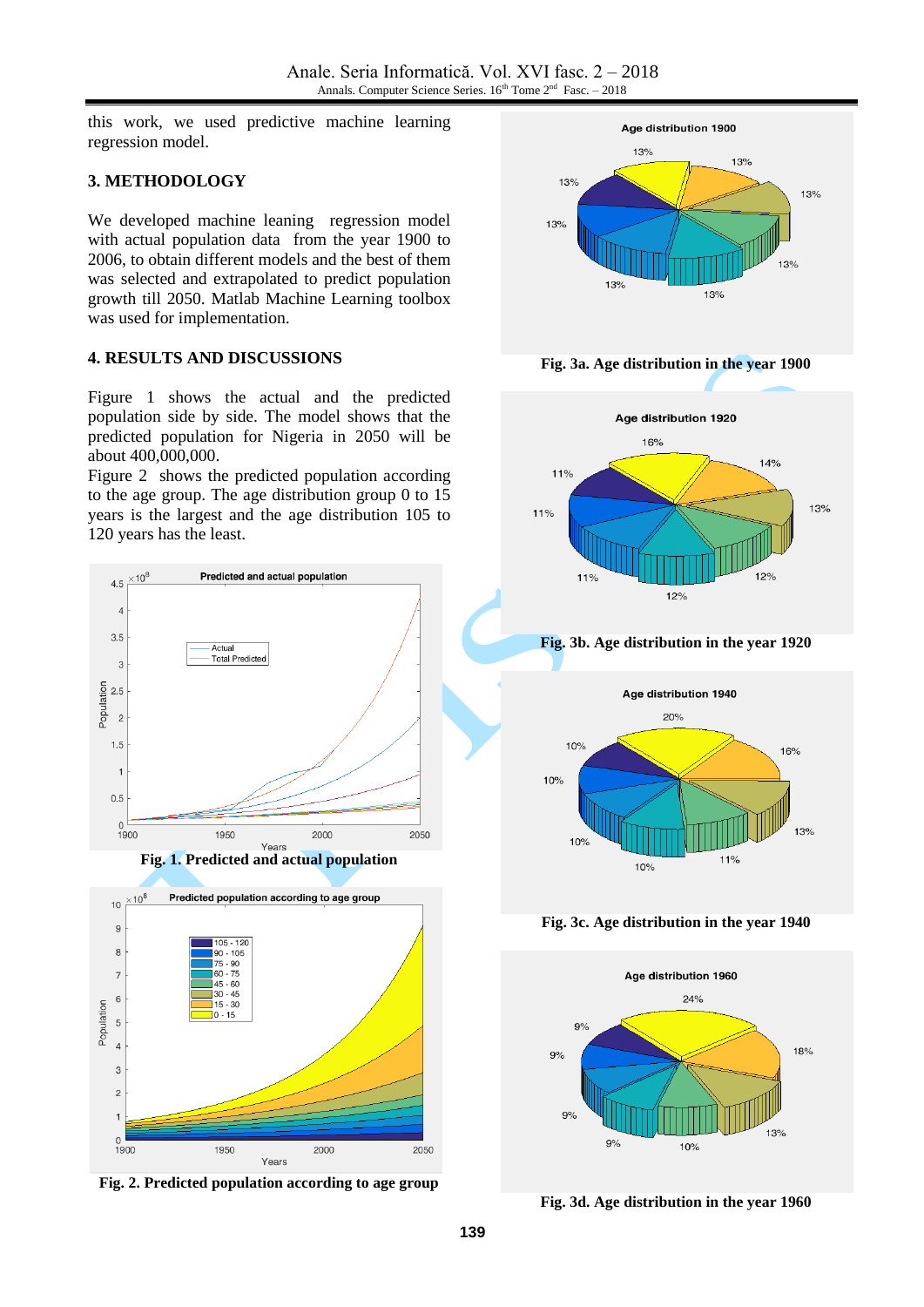this work, we used predictive machine learning regression model.

## 3. METHODOLOGY

We developed machine leaning regression model with actual population data from the year 1900 to 2006, to obtain different models and the best of them was selected and extrapolated to predict population growth till 2050. Matlab Machine Learning toolbox was used for implementation.

## 4. RESULTS AND DISCUSSIONS

Figure 1 shows the actual and the predicted population side by side. The model shows that the predicted population for Nigeria in 2050 will be about 400,000,000.

Figure 2 shows the predicted population according to the age group. The age distribution group 0 to 15 years is the largest and the age distribution 105 to 120 years has the least.

**Fig. 1. Predicted and actual population**

**Fig. 2. Predicted population according to age group**

**Fig. 3a. Age distribution in the year 1900**

**Fig. 3b. Age distribution in the year 1920**

**Fig. 3c. Age distribution in the year 1940**

**Fig. 3d. Age distribution in the year 1960**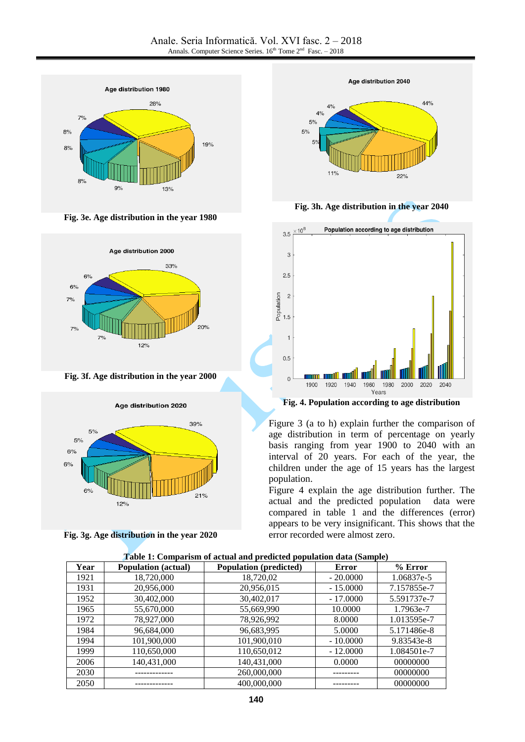Fig. 3e. Age distribution in the year 1980

Fig. 3f. Age distribution in the year 2000

Fig. 3g. Age distribution in the year 2020

Fig. 3h. Age distribution in the year 2040

Fig. 4. Population according to age distribution

Figure 3 (a to h) explain further the comparison of age distribution in term of percentage on yearly basis ranging from year 1900 to 2040 with an interval of 20 years. For each of the year, the children under the age of 15 years has the largest population.

Figure 4 explain the age distribution further. The actual and the predicted population data were compared in table 1 and the differences (error) appears to be very insignificant. This shows that the error recorded were almost zero.

**Table 1: Comparism of actual and predicted population data (Sample)**

| Year | Population (actual) | Population (predicted) | Error | % Error |
|---|---|---|---|---|
| 1921 | 18,720,000 | 18,720,02 | - 20.0000 | 1.06837e-5 |
| 1931 | 20,956,000 | 20,956,015 | - 15.0000 | 7.157855e-7 |
| 1952 | 30,402,000 | 30,402,017 | - 17.0000 | 5.591737e-7 |
| 1965 | 55,670,000 | 55,669,990 | 10.0000 | 1.7963e-7 |
| 1972 | 78,927,000 | 78,926,992 | 8.0000 | 1.013595e-7 |
| 1984 | 96,684,000 | 96,683,995 | 5.0000 | 5.171486e-8 |
| 1994 | 101,900,000 | 101,900,010 | - 10.0000 | 9.83543e-8 |
| 1999 | 110,650,000 | 110,650,012 | - 12.0000 | 1.084501e-7 |
| 2006 | 140,431,000 | 140,431,000 | 0.0000 | 00000000 |
| 2030 | ------------- | 260,000,000 | --------- | 00000000 |
| 2050 | ------------- | 400,000,000 | --------- | 00000000 |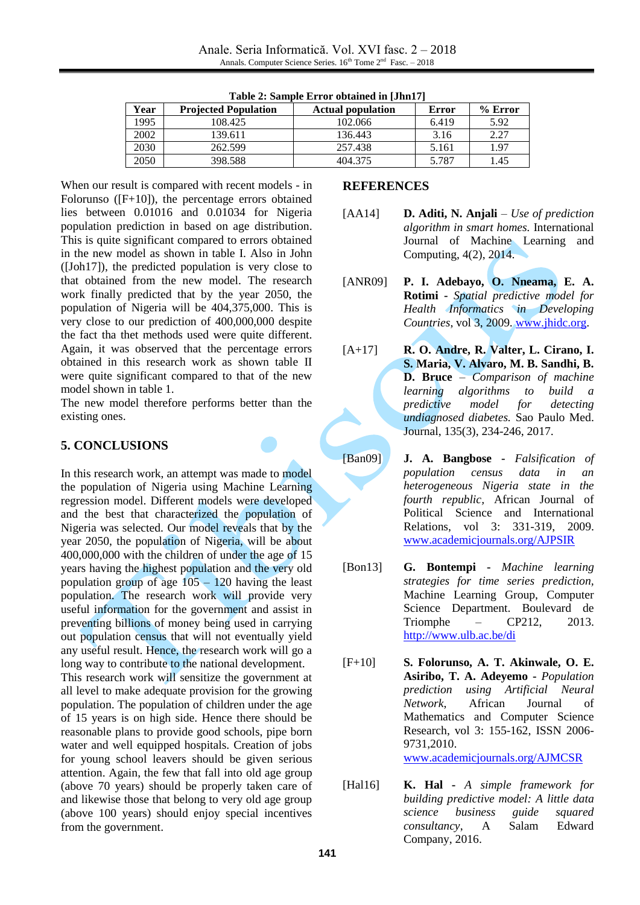**Table 2: Sample Error obtained in [Jhn17]**

| Year | Projected Population | Actual population | Error | % Error |
|---|---|---|---|---|
| 1995 | 108.425 | 102.066 | 6.419 | 5.92 |
| 2002 | 139.611 | 136.443 | 3.16 | 2.27 |
| 2030 | 262.599 | 257.438 | 5.161 | 1.97 |
| 2050 | 398.588 | 404.375 | 5.787 | 1.45 |

When our result is compared with recent models - in Folorunso ([F+10]), the percentage errors obtained lies between 0.01016 and 0.01034 for Nigeria population prediction in based on age distribution. This is quite significant compared to errors obtained in the new model as shown in table I. Also in John ([Joh17]), the predicted population is very close to that obtained from the new model. The research work finally predicted that by the year 2050, the population of Nigeria will be 404,375,000. This is very close to our prediction of 400,000,000 despite the fact tha thet methods used were quite different. Again, it was observed that the percentage errors obtained in this research work as shown table II were quite significant compared to that of the new model shown in table 1.

The new model therefore performs better than the existing ones.

## 5. CONCLUSIONS

In this research work, an attempt was made to model the population of Nigeria using Machine Learning regression model. Different models were developed and the best that characterized the population of Nigeria was selected. Our model reveals that by the year 2050, the population of Nigeria, will be about 400,000,000 with the children of under the age of 15 years having the highest population and the very old population group of age 105 – 120 having the least population. The research work will provide very useful information for the government and assist in preventing billions of money being used in carrying out population census that will not eventually yield any useful result. Hence, the research work will go a long way to contribute to the national development.

This research work will sensitize the government at all level to make adequate provision for the growing population. The population of children under the age of 15 years is on high side. Hence there should be reasonable plans to provide good schools, pipe born water and well equipped hospitals. Creation of jobs for young school leavers should be given serious attention. Again, the few that fall into old age group (above 70 years) should be properly taken care of and likewise those that belong to very old age group (above 100 years) should enjoy special incentives from the government.

## REFERENCES

[AA14] **D. Aditi, N. Anjali** – *Use of prediction algorithm in smart homes.* International Journal of Machine Learning and Computing, 4(2), 2014.

[ANR09] **P. I. Adebayo, O. Nneama, E. A. Rotimi** - *Spatial predictive model for Health Informatics in Developing Countries*, vol 3, 2009. www.jhidc.org.

[A+17] **R. O. Andre, R. Valter, L. Cirano, I. S. Maria, V. Alvaro, M. B. Sandhi, B. D. Bruce** – *Comparison of machine learning algorithms to build a predictive model for detecting undiagnosed diabetes.* Sao Paulo Med. Journal, 135(3), 234-246, 2017.

[Ban09] **J. A. Bangbose** - *Falsification of population census data in an heterogeneous Nigeria state in the fourth republic*, African Journal of Political Science and International Relations, vol 3: 331-319, 2009. www.academicjournals.org/AJPSIR

[Bon13] **G. Bontempi** - *Machine learning strategies for time series prediction*, Machine Learning Group, Computer Science Department. Boulevard de Triomphe – CP212, 2013. http://www.ulb.ac.be/di

[F+10] **S. Folorunso, A. T. Akinwale, O. E. Asiribo, T. A. Adeyemo** - *Population prediction using Artificial Neural Network*, African Journal of Mathematics and Computer Science Research, vol 3: 155-162, ISSN 2006-9731,2010. www.academicjournals.org/AJMCSR

[Hal16] **K. Hal** - *A simple framework for building predictive model: A little data science business guide squared consultancy*, A Salam Edward Company, 2016.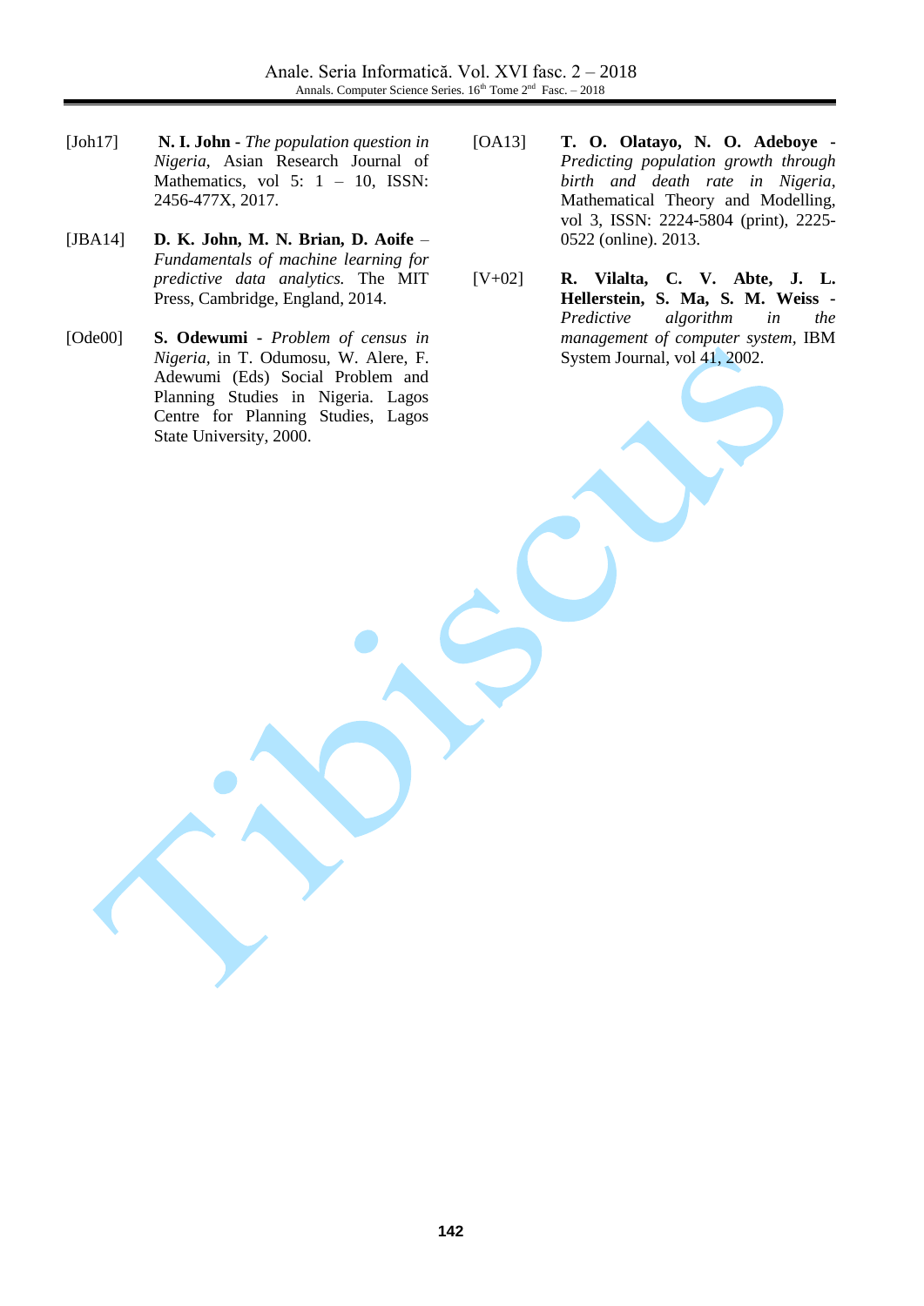[Joh17] **N. I. John -** *The population question in Nigeria*, Asian Research Journal of Mathematics, vol 5: 1 – 10, ISSN: 2456-477X, 2017.

[JBA14] **D. K. John, M. N. Brian, D. Aoife** – *Fundamentals of machine learning for predictive data analytics.* The MIT Press, Cambridge, England, 2014.

[Ode00] **S. Odewumi -** *Problem of census in Nigeria*, in T. Odumosu, W. Alere, F. Adewumi (Eds) Social Problem and Planning Studies in Nigeria. Lagos Centre for Planning Studies, Lagos State University, 2000.

[OA13] **T. O. Olatayo, N. O. Adeboye -** *Predicting population growth through birth and death rate in Nigeria*, Mathematical Theory and Modelling, vol 3, ISSN: 2224-5804 (print), 2225-0522 (online). 2013.

[V+02] **R. Vilalta, C. V. Abte, J. L. Hellerstein, S. Ma, S. M. Weiss -** *Predictive algorithm in the management of computer system*, IBM System Journal, vol 41, 2002.